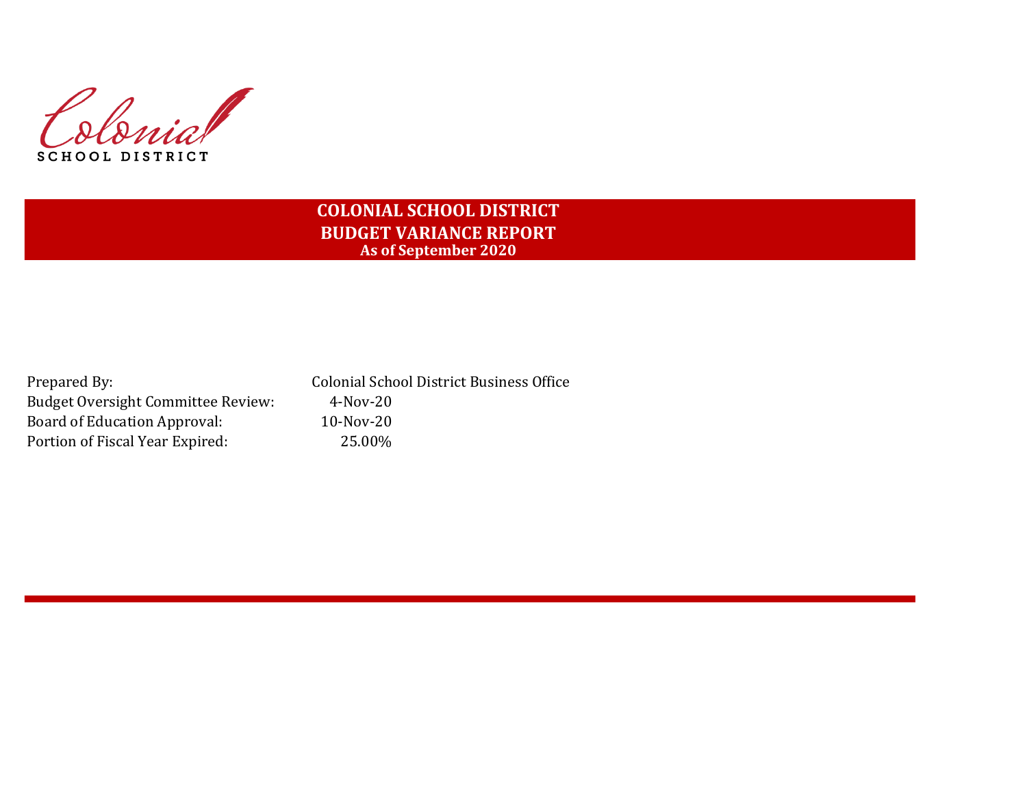Colonial

SCHOOL DISTRICT

# COLONIAL SCHOOL DISTRICT
## BUDGET VARIANCE REPORT
### As of September 2020

| | |
|---|---|
| Prepared By: | Colonial School District Business Office |
| Budget Oversight Committee Review: | 4-Nov-20 |
| Board of Education Approval: | 10-Nov-20 |
| Portion of Fiscal Year Expired: | 25.00% |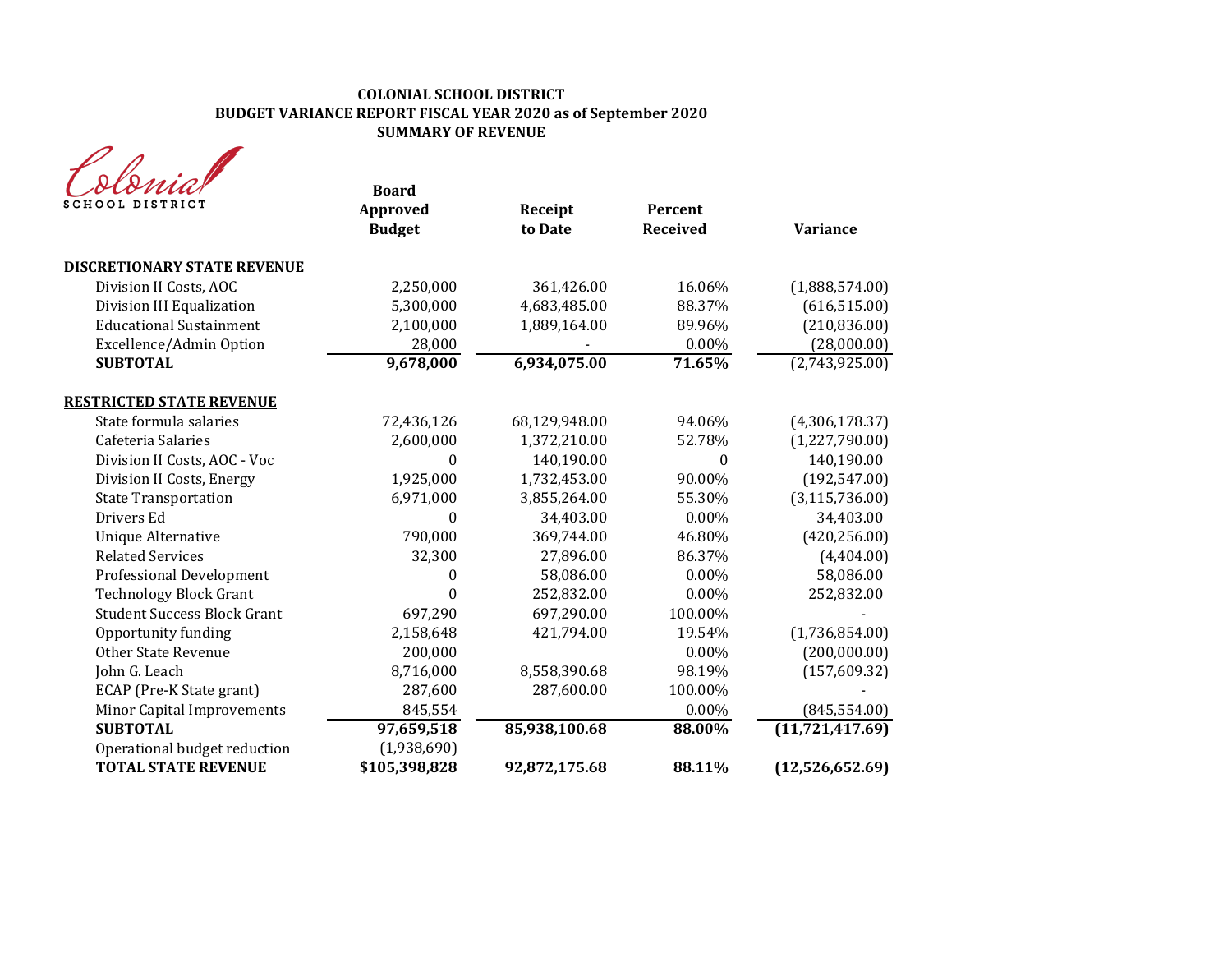**COLONIAL SCHOOL DISTRICT**
**BUDGET VARIANCE REPORT FISCAL YEAR 2020 as of September 2020**
**SUMMARY OF REVENUE**

Colonial SCHOOL DISTRICT

| | Board Approved Budget | Receipt to Date | Percent Received | Variance |
|---|---|---|---|---|
| **DISCRETIONARY STATE REVENUE** | | | | |
| Division II Costs, AOC | 2,250,000 | 361,426.00 | 16.06% | (1,888,574.00) |
| Division III Equalization | 5,300,000 | 4,683,485.00 | 88.37% | (616,515.00) |
| Educational Sustainment | 2,100,000 | 1,889,164.00 | 89.96% | (210,836.00) |
| Excellence/Admin Option | 28,000 | - | 0.00% | (28,000.00) |
| **SUBTOTAL** | **9,678,000** | **6,934,075.00** | **71.65%** | (2,743,925.00) |
| **RESTRICTED STATE REVENUE** | | | | |
| State formula salaries | 72,436,126 | 68,129,948.00 | 94.06% | (4,306,178.37) |
| Cafeteria Salaries | 2,600,000 | 1,372,210.00 | 52.78% | (1,227,790.00) |
| Division II Costs, AOC - Voc | 0 | 140,190.00 | 0 | 140,190.00 |
| Division II Costs, Energy | 1,925,000 | 1,732,453.00 | 90.00% | (192,547.00) |
| State Transportation | 6,971,000 | 3,855,264.00 | 55.30% | (3,115,736.00) |
| Drivers Ed | 0 | 34,403.00 | 0.00% | 34,403.00 |
| Unique Alternative | 790,000 | 369,744.00 | 46.80% | (420,256.00) |
| Related Services | 32,300 | 27,896.00 | 86.37% | (4,404.00) |
| Professional Development | 0 | 58,086.00 | 0.00% | 58,086.00 |
| Technology Block Grant | 0 | 252,832.00 | 0.00% | 252,832.00 |
| Student Success Block Grant | 697,290 | 697,290.00 | 100.00% | - |
| Opportunity funding | 2,158,648 | 421,794.00 | 19.54% | (1,736,854.00) |
| Other State Revenue | 200,000 | | 0.00% | (200,000.00) |
| John G. Leach | 8,716,000 | 8,558,390.68 | 98.19% | (157,609.32) |
| ECAP (Pre-K State grant) | 287,600 | 287,600.00 | 100.00% | - |
| Minor Capital Improvements | 845,554 | | 0.00% | (845,554.00) |
| **SUBTOTAL** | **97,659,518** | **85,938,100.68** | **88.00%** | **(11,721,417.69)** |
| Operational budget reduction | (1,938,690) | | | |
| **TOTAL STATE REVENUE** | **$105,398,828** | **92,872,175.68** | **88.11%** | **(12,526,652.69)** |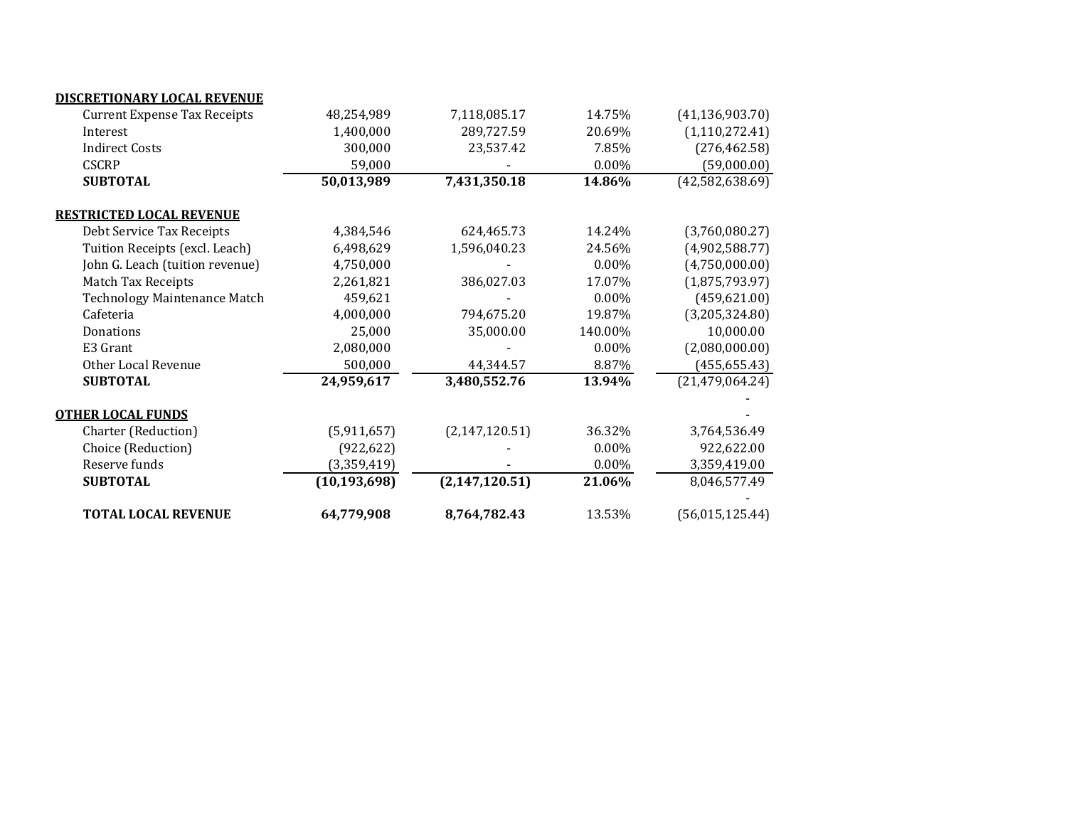| | | | | |
|---|---|---|---|---|
| **DISCRETIONARY LOCAL REVENUE** | | | | |
| Current Expense Tax Receipts | 48,254,989 | 7,118,085.17 | 14.75% | (41,136,903.70) |
| Interest | 1,400,000 | 289,727.59 | 20.69% | (1,110,272.41) |
| Indirect Costs | 300,000 | 23,537.42 | 7.85% | (276,462.58) |
| CSCRP | 59,000 | - | 0.00% | (59,000.00) |
| **SUBTOTAL** | **50,013,989** | **7,431,350.18** | **14.86%** | (42,582,638.69) |
| | | | | |
| **RESTRICTED LOCAL REVENUE** | | | | |
| Debt Service Tax Receipts | 4,384,546 | 624,465.73 | 14.24% | (3,760,080.27) |
| Tuition Receipts (excl. Leach) | 6,498,629 | 1,596,040.23 | 24.56% | (4,902,588.77) |
| John G. Leach (tuition revenue) | 4,750,000 | - | 0.00% | (4,750,000.00) |
| Match Tax Receipts | 2,261,821 | 386,027.03 | 17.07% | (1,875,793.97) |
| Technology Maintenance Match | 459,621 | - | 0.00% | (459,621.00) |
| Cafeteria | 4,000,000 | 794,675.20 | 19.87% | (3,205,324.80) |
| Donations | 25,000 | 35,000.00 | 140.00% | 10,000.00 |
| E3 Grant | 2,080,000 | - | 0.00% | (2,080,000.00) |
| Other Local Revenue | 500,000 | 44,344.57 | 8.87% | (455,655.43) |
| **SUBTOTAL** | **24,959,617** | **3,480,552.76** | **13.94%** | (21,479,064.24) |
| | | | | - |
| **OTHER LOCAL FUNDS** | | | | - |
| Charter (Reduction) | (5,911,657) | (2,147,120.51) | 36.32% | 3,764,536.49 |
| Choice (Reduction) | (922,622) | - | 0.00% | 922,622.00 |
| Reserve funds | (3,359,419) | - | 0.00% | 3,359,419.00 |
| **SUBTOTAL** | **(10,193,698)** | **(2,147,120.51)** | **21.06%** | 8,046,577.49 |
| | | | | - |
| **TOTAL LOCAL REVENUE** | **64,779,908** | **8,764,782.43** | 13.53% | (56,015,125.44) |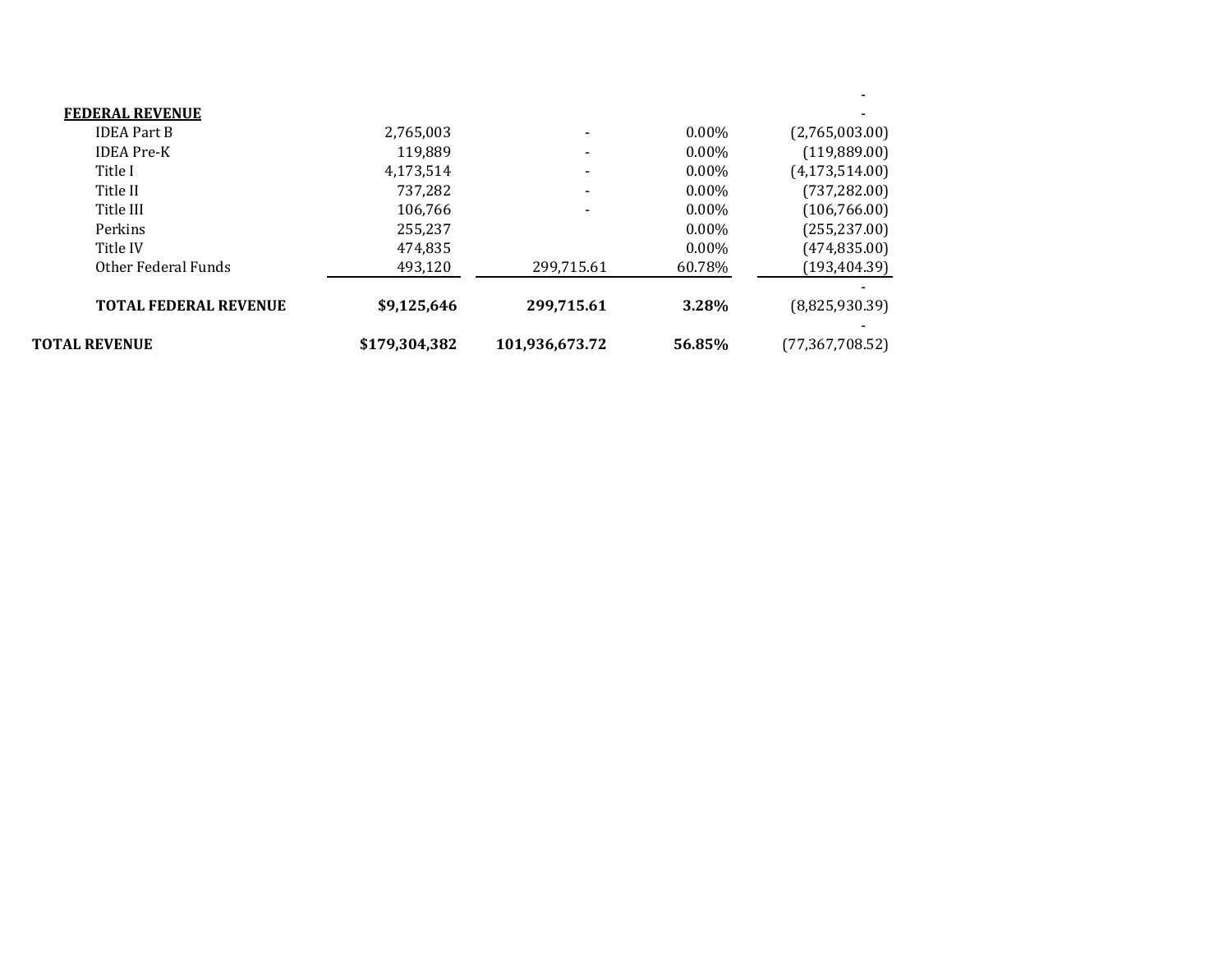| | | | | |
|---|---|---|---|---|
| | | | | - |
| **FEDERAL REVENUE** | | | | - |
| IDEA Part B | 2,765,003 | - | 0.00% | (2,765,003.00) |
| IDEA Pre-K | 119,889 | - | 0.00% | (119,889.00) |
| Title I | 4,173,514 | - | 0.00% | (4,173,514.00) |
| Title II | 737,282 | - | 0.00% | (737,282.00) |
| Title III | 106,766 | - | 0.00% | (106,766.00) |
| Perkins | 255,237 | | 0.00% | (255,237.00) |
| Title IV | 474,835 | | 0.00% | (474,835.00) |
| Other Federal Funds | 493,120 | 299,715.61 | 60.78% | (193,404.39) |
| | | | | - |
| **TOTAL FEDERAL REVENUE** | **$9,125,646** | **299,715.61** | **3.28%** | (8,825,930.39) |
| | | | | - |
| **TOTAL REVENUE** | **$179,304,382** | **101,936,673.72** | **56.85%** | (77,367,708.52) |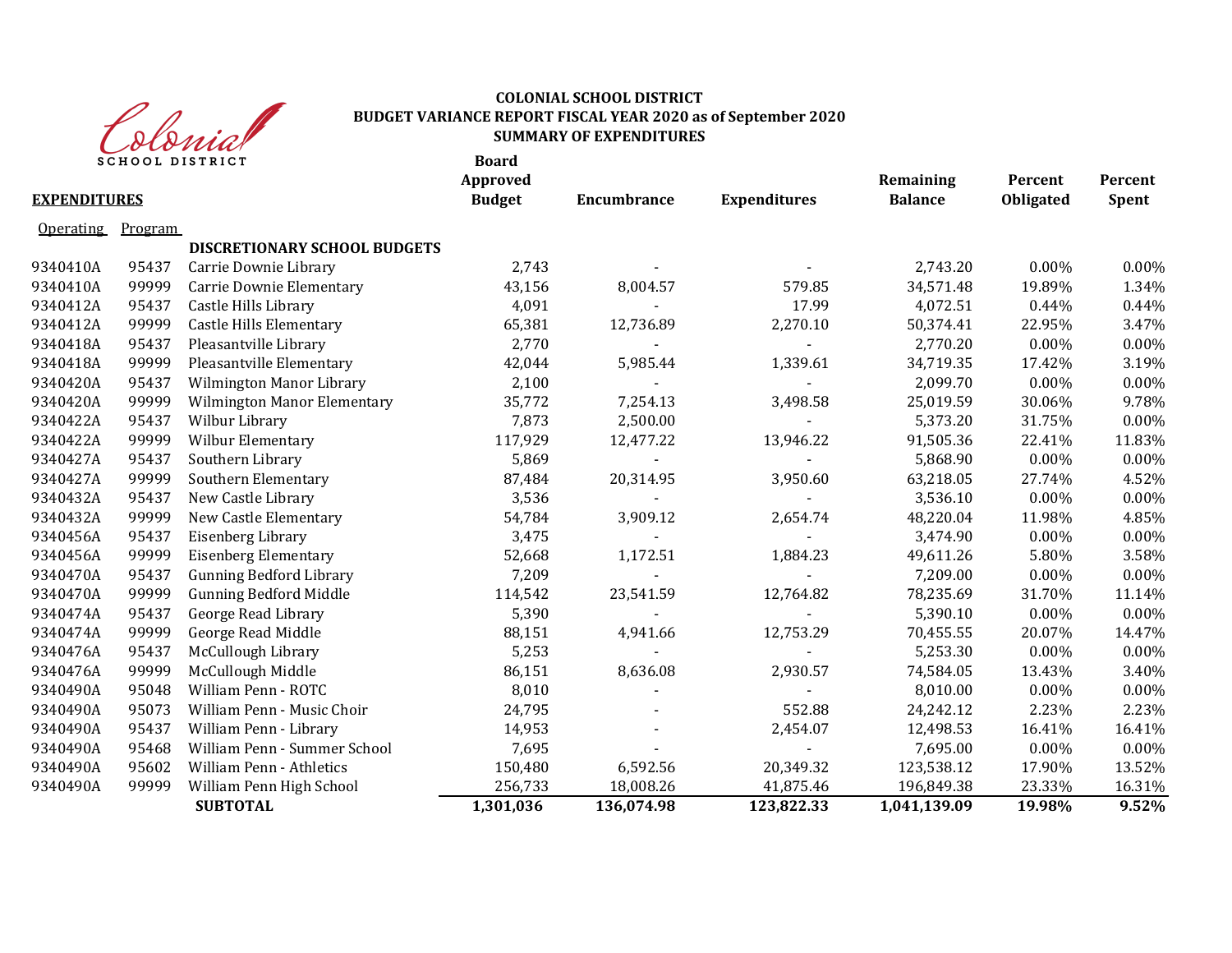# COLONIAL SCHOOL DISTRICT
## BUDGET VARIANCE REPORT FISCAL YEAR 2020 as of September 2020
## SUMMARY OF EXPENDITURES

| EXPENDITURES | | | Board Approved Budget | Encumbrance | Expenditures | Remaining Balance | Percent Obligated | Percent Spent |
|---|---|---|---|---|---|---|---|---|
| Operating | Program | | | | | | | |
| | | **DISCRETIONARY SCHOOL BUDGETS** | | | | | | |
| 9340410A | 95437 | Carrie Downie Library | 2,743 | - | - | 2,743.20 | 0.00% | 0.00% |
| 9340410A | 99999 | Carrie Downie Elementary | 43,156 | 8,004.57 | 579.85 | 34,571.48 | 19.89% | 1.34% |
| 9340412A | 95437 | Castle Hills Library | 4,091 | - | 17.99 | 4,072.51 | 0.44% | 0.44% |
| 9340412A | 99999 | Castle Hills Elementary | 65,381 | 12,736.89 | 2,270.10 | 50,374.41 | 22.95% | 3.47% |
| 9340418A | 95437 | Pleasantville Library | 2,770 | - | - | 2,770.20 | 0.00% | 0.00% |
| 9340418A | 99999 | Pleasantville Elementary | 42,044 | 5,985.44 | 1,339.61 | 34,719.35 | 17.42% | 3.19% |
| 9340420A | 95437 | Wilmington Manor Library | 2,100 | - | - | 2,099.70 | 0.00% | 0.00% |
| 9340420A | 99999 | Wilmington Manor Elementary | 35,772 | 7,254.13 | 3,498.58 | 25,019.59 | 30.06% | 9.78% |
| 9340422A | 95437 | Wilbur Library | 7,873 | 2,500.00 | - | 5,373.20 | 31.75% | 0.00% |
| 9340422A | 99999 | Wilbur Elementary | 117,929 | 12,477.22 | 13,946.22 | 91,505.36 | 22.41% | 11.83% |
| 9340427A | 95437 | Southern Library | 5,869 | - | - | 5,868.90 | 0.00% | 0.00% |
| 9340427A | 99999 | Southern Elementary | 87,484 | 20,314.95 | 3,950.60 | 63,218.05 | 27.74% | 4.52% |
| 9340432A | 95437 | New Castle Library | 3,536 | - | - | 3,536.10 | 0.00% | 0.00% |
| 9340432A | 99999 | New Castle Elementary | 54,784 | 3,909.12 | 2,654.74 | 48,220.04 | 11.98% | 4.85% |
| 9340456A | 95437 | Eisenberg Library | 3,475 | - | - | 3,474.90 | 0.00% | 0.00% |
| 9340456A | 99999 | Eisenberg Elementary | 52,668 | 1,172.51 | 1,884.23 | 49,611.26 | 5.80% | 3.58% |
| 9340470A | 95437 | Gunning Bedford Library | 7,209 | - | - | 7,209.00 | 0.00% | 0.00% |
| 9340470A | 99999 | Gunning Bedford Middle | 114,542 | 23,541.59 | 12,764.82 | 78,235.69 | 31.70% | 11.14% |
| 9340474A | 95437 | George Read Library | 5,390 | - | - | 5,390.10 | 0.00% | 0.00% |
| 9340474A | 99999 | George Read Middle | 88,151 | 4,941.66 | 12,753.29 | 70,455.55 | 20.07% | 14.47% |
| 9340476A | 95437 | McCullough Library | 5,253 | - | - | 5,253.30 | 0.00% | 0.00% |
| 9340476A | 99999 | McCullough Middle | 86,151 | 8,636.08 | 2,930.57 | 74,584.05 | 13.43% | 3.40% |
| 9340490A | 95048 | William Penn - ROTC | 8,010 | - | - | 8,010.00 | 0.00% | 0.00% |
| 9340490A | 95073 | William Penn - Music Choir | 24,795 | - | 552.88 | 24,242.12 | 2.23% | 2.23% |
| 9340490A | 95437 | William Penn - Library | 14,953 | - | 2,454.07 | 12,498.53 | 16.41% | 16.41% |
| 9340490A | 95468 | William Penn - Summer School | 7,695 | - | - | 7,695.00 | 0.00% | 0.00% |
| 9340490A | 95602 | William Penn - Athletics | 150,480 | 6,592.56 | 20,349.32 | 123,538.12 | 17.90% | 13.52% |
| 9340490A | 99999 | William Penn High School | 256,733 | 18,008.26 | 41,875.46 | 196,849.38 | 23.33% | 16.31% |
| | | **SUBTOTAL** | **1,301,036** | **136,074.98** | **123,822.33** | **1,041,139.09** | **19.98%** | **9.52%** |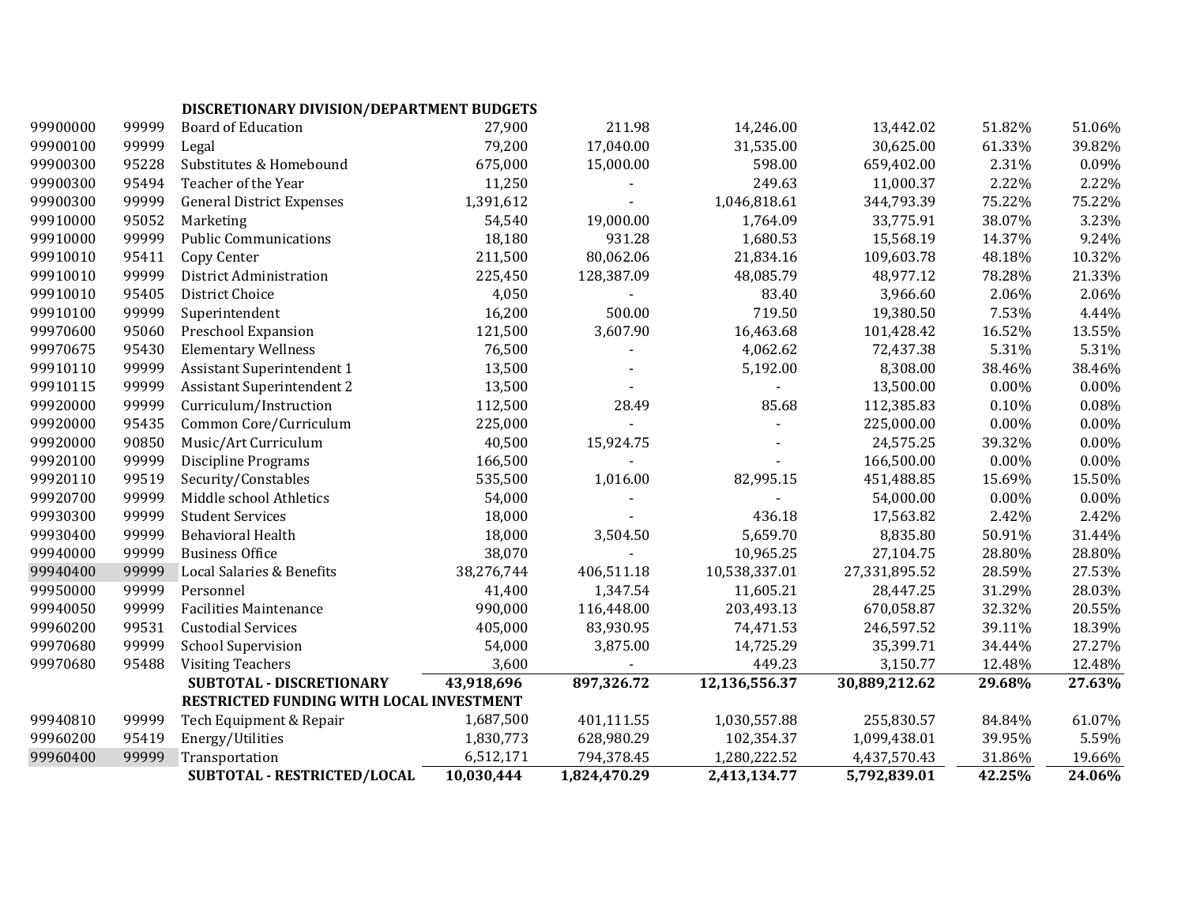| | | | | | | | | |
|---|---|---|---|---|---|---|---|---|
| | | **DISCRETIONARY DIVISION/DEPARTMENT BUDGETS** | | | | | | |
| 99900000 | 99999 | Board of Education | 27,900 | 211.98 | 14,246.00 | 13,442.02 | 51.82% | 51.06% |
| 99900100 | 99999 | Legal | 79,200 | 17,040.00 | 31,535.00 | 30,625.00 | 61.33% | 39.82% |
| 99900300 | 95228 | Substitutes & Homebound | 675,000 | 15,000.00 | 598.00 | 659,402.00 | 2.31% | 0.09% |
| 99900300 | 95494 | Teacher of the Year | 11,250 | - | 249.63 | 11,000.37 | 2.22% | 2.22% |
| 99900300 | 99999 | General District Expenses | 1,391,612 | - | 1,046,818.61 | 344,793.39 | 75.22% | 75.22% |
| 99910000 | 95052 | Marketing | 54,540 | 19,000.00 | 1,764.09 | 33,775.91 | 38.07% | 3.23% |
| 99910000 | 99999 | Public Communications | 18,180 | 931.28 | 1,680.53 | 15,568.19 | 14.37% | 9.24% |
| 99910010 | 95411 | Copy Center | 211,500 | 80,062.06 | 21,834.16 | 109,603.78 | 48.18% | 10.32% |
| 99910010 | 99999 | District Administration | 225,450 | 128,387.09 | 48,085.79 | 48,977.12 | 78.28% | 21.33% |
| 99910010 | 95405 | District Choice | 4,050 | - | 83.40 | 3,966.60 | 2.06% | 2.06% |
| 99910100 | 99999 | Superintendent | 16,200 | 500.00 | 719.50 | 19,380.50 | 7.53% | 4.44% |
| 99970600 | 95060 | Preschool Expansion | 121,500 | 3,607.90 | 16,463.68 | 101,428.42 | 16.52% | 13.55% |
| 99970675 | 95430 | Elementary Wellness | 76,500 | - | 4,062.62 | 72,437.38 | 5.31% | 5.31% |
| 99910110 | 99999 | Assistant Superintendent 1 | 13,500 | - | 5,192.00 | 8,308.00 | 38.46% | 38.46% |
| 99910115 | 99999 | Assistant Superintendent 2 | 13,500 | - | - | 13,500.00 | 0.00% | 0.00% |
| 99920000 | 99999 | Curriculum/Instruction | 112,500 | 28.49 | 85.68 | 112,385.83 | 0.10% | 0.08% |
| 99920000 | 95435 | Common Core/Curriculum | 225,000 | - | - | 225,000.00 | 0.00% | 0.00% |
| 99920000 | 90850 | Music/Art Curriculum | 40,500 | 15,924.75 | - | 24,575.25 | 39.32% | 0.00% |
| 99920100 | 99999 | Discipline Programs | 166,500 | - | - | 166,500.00 | 0.00% | 0.00% |
| 99920110 | 99519 | Security/Constables | 535,500 | 1,016.00 | 82,995.15 | 451,488.85 | 15.69% | 15.50% |
| 99920700 | 99999 | Middle school Athletics | 54,000 | - | - | 54,000.00 | 0.00% | 0.00% |
| 99930300 | 99999 | Student Services | 18,000 | - | 436.18 | 17,563.82 | 2.42% | 2.42% |
| 99930400 | 99999 | Behavioral Health | 18,000 | 3,504.50 | 5,659.70 | 8,835.80 | 50.91% | 31.44% |
| 99940000 | 99999 | Business Office | 38,070 | - | 10,965.25 | 27,104.75 | 28.80% | 28.80% |
| 99940400 | 99999 | Local Salaries & Benefits | 38,276,744 | 406,511.18 | 10,538,337.01 | 27,331,895.52 | 28.59% | 27.53% |
| 99950000 | 99999 | Personnel | 41,400 | 1,347.54 | 11,605.21 | 28,447.25 | 31.29% | 28.03% |
| 99940050 | 99999 | Facilities Maintenance | 990,000 | 116,448.00 | 203,493.13 | 670,058.87 | 32.32% | 20.55% |
| 99960200 | 99531 | Custodial Services | 405,000 | 83,930.95 | 74,471.53 | 246,597.52 | 39.11% | 18.39% |
| 99970680 | 99999 | School Supervision | 54,000 | 3,875.00 | 14,725.29 | 35,399.71 | 34.44% | 27.27% |
| 99970680 | 95488 | Visiting Teachers | 3,600 | - | 449.23 | 3,150.77 | 12.48% | 12.48% |
| | | **SUBTOTAL - DISCRETIONARY** | **43,918,696** | **897,326.72** | **12,136,556.37** | **30,889,212.62** | **29.68%** | **27.63%** |
| | | **RESTRICTED FUNDING WITH LOCAL INVESTMENT** | | | | | | |
| 99940810 | 99999 | Tech Equipment & Repair | 1,687,500 | 401,111.55 | 1,030,557.88 | 255,830.57 | 84.84% | 61.07% |
| 99960200 | 95419 | Energy/Utilities | 1,830,773 | 628,980.29 | 102,354.37 | 1,099,438.01 | 39.95% | 5.59% |
| 99960400 | 99999 | Transportation | 6,512,171 | 794,378.45 | 1,280,222.52 | 4,437,570.43 | 31.86% | 19.66% |
| | | **SUBTOTAL - RESTRICTED/LOCAL** | **10,030,444** | **1,824,470.29** | **2,413,134.77** | **5,792,839.01** | **42.25%** | **24.06%** |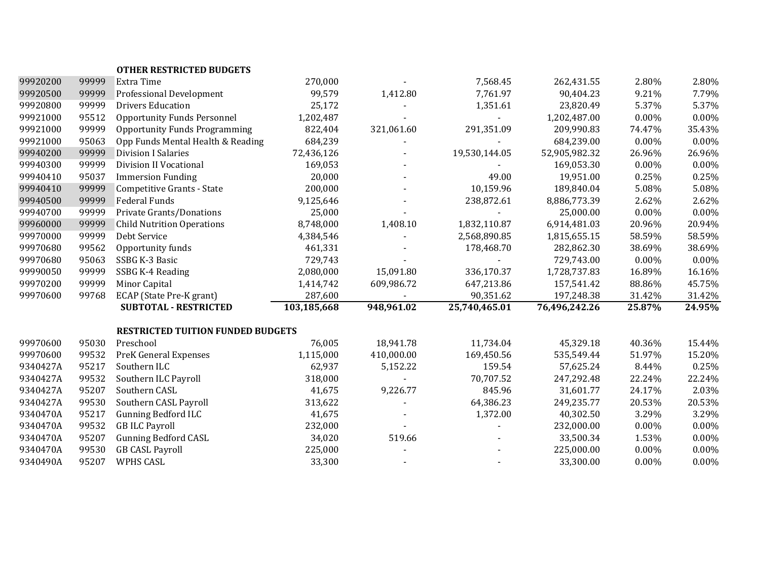| | | | | | | | | |
|---|---|---|---|---|---|---|---|---|
| | | **OTHER RESTRICTED BUDGETS** | | | | | | |
| 99920200 | 99999 | Extra Time | 270,000 | - | 7,568.45 | 262,431.55 | 2.80% | 2.80% |
| 99920500 | 99999 | Professional Development | 99,579 | 1,412.80 | 7,761.97 | 90,404.23 | 9.21% | 7.79% |
| 99920800 | 99999 | Drivers Education | 25,172 | - | 1,351.61 | 23,820.49 | 5.37% | 5.37% |
| 99921000 | 95512 | Opportunity Funds Personnel | 1,202,487 | - | - | 1,202,487.00 | 0.00% | 0.00% |
| 99921000 | 99999 | Opportunity Funds Programming | 822,404 | 321,061.60 | 291,351.09 | 209,990.83 | 74.47% | 35.43% |
| 99921000 | 95063 | Opp Funds Mental Health & Reading | 684,239 | - | - | 684,239.00 | 0.00% | 0.00% |
| 99940200 | 99999 | Division I Salaries | 72,436,126 | - | 19,530,144.05 | 52,905,982.32 | 26.96% | 26.96% |
| 99940300 | 99999 | Division II Vocational | 169,053 | - | - | 169,053.30 | 0.00% | 0.00% |
| 99940410 | 95037 | Immersion Funding | 20,000 | - | 49.00 | 19,951.00 | 0.25% | 0.25% |
| 99940410 | 99999 | Competitive Grants - State | 200,000 | - | 10,159.96 | 189,840.04 | 5.08% | 5.08% |
| 99940500 | 99999 | Federal Funds | 9,125,646 | - | 238,872.61 | 8,886,773.39 | 2.62% | 2.62% |
| 99940700 | 99999 | Private Grants/Donations | 25,000 | - | - | 25,000.00 | 0.00% | 0.00% |
| 99960000 | 99999 | Child Nutrition Operations | 8,748,000 | 1,408.10 | 1,832,110.87 | 6,914,481.03 | 20.96% | 20.94% |
| 99970000 | 99999 | Debt Service | 4,384,546 | - | 2,568,890.85 | 1,815,655.15 | 58.59% | 58.59% |
| 99970680 | 99562 | Opportunity funds | 461,331 | - | 178,468.70 | 282,862.30 | 38.69% | 38.69% |
| 99970680 | 95063 | SSBG K-3 Basic | 729,743 | - | - | 729,743.00 | 0.00% | 0.00% |
| 99990050 | 99999 | SSBG K-4 Reading | 2,080,000 | 15,091.80 | 336,170.37 | 1,728,737.83 | 16.89% | 16.16% |
| 99970200 | 99999 | Minor Capital | 1,414,742 | 609,986.72 | 647,213.86 | 157,541.42 | 88.86% | 45.75% |
| 99970600 | 99768 | ECAP (State Pre-K grant) | 287,600 | - | 90,351.62 | 197,248.38 | 31.42% | 31.42% |
| | | **SUBTOTAL - RESTRICTED** | **103,185,668** | **948,961.02** | **25,740,465.01** | **76,496,242.26** | **25.87%** | **24.95%** |
| | | **RESTRICTED TUITION FUNDED BUDGETS** | | | | | | |
| 99970600 | 95030 | Preschool | 76,005 | 18,941.78 | 11,734.04 | 45,329.18 | 40.36% | 15.44% |
| 99970600 | 99532 | PreK General Expenses | 1,115,000 | 410,000.00 | 169,450.56 | 535,549.44 | 51.97% | 15.20% |
| 9340427A | 95217 | Southern ILC | 62,937 | 5,152.22 | 159.54 | 57,625.24 | 8.44% | 0.25% |
| 9340427A | 99532 | Southern ILC Payroll | 318,000 | - | 70,707.52 | 247,292.48 | 22.24% | 22.24% |
| 9340427A | 95207 | Southern CASL | 41,675 | 9,226.77 | 845.96 | 31,601.77 | 24.17% | 2.03% |
| 9340427A | 99530 | Southern CASL Payroll | 313,622 | - | 64,386.23 | 249,235.77 | 20.53% | 20.53% |
| 9340470A | 95217 | Gunning Bedford ILC | 41,675 | - | 1,372.00 | 40,302.50 | 3.29% | 3.29% |
| 9340470A | 99532 | GB ILC Payroll | 232,000 | - | - | 232,000.00 | 0.00% | 0.00% |
| 9340470A | 95207 | Gunning Bedford CASL | 34,020 | 519.66 | - | 33,500.34 | 1.53% | 0.00% |
| 9340470A | 99530 | GB CASL Payroll | 225,000 | - | - | 225,000.00 | 0.00% | 0.00% |
| 9340490A | 95207 | WPHS CASL | 33,300 | - | - | 33,300.00 | 0.00% | 0.00% |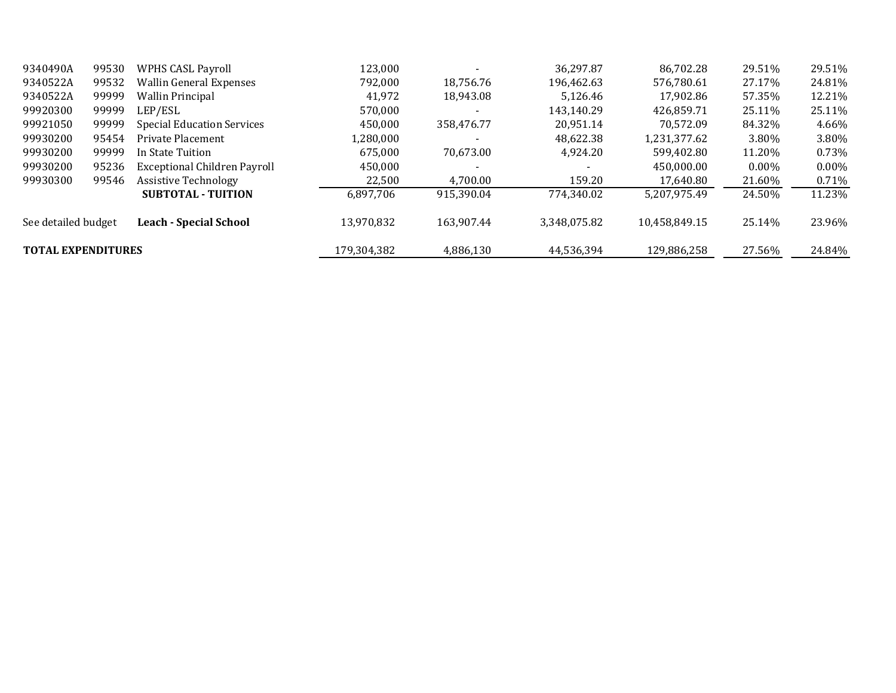| | | | | | | | | |
|---|---|---|---|---|---|---|---|---|
| 9340490A | 99530 | WPHS CASL Payroll | 123,000 | - | 36,297.87 | 86,702.28 | 29.51% | 29.51% |
| 9340522A | 99532 | Wallin General Expenses | 792,000 | 18,756.76 | 196,462.63 | 576,780.61 | 27.17% | 24.81% |
| 9340522A | 99999 | Wallin Principal | 41,972 | 18,943.08 | 5,126.46 | 17,902.86 | 57.35% | 12.21% |
| 99920300 | 99999 | LEP/ESL | 570,000 | - | 143,140.29 | 426,859.71 | 25.11% | 25.11% |
| 99921050 | 99999 | Special Education Services | 450,000 | 358,476.77 | 20,951.14 | 70,572.09 | 84.32% | 4.66% |
| 99930200 | 95454 | Private Placement | 1,280,000 | - | 48,622.38 | 1,231,377.62 | 3.80% | 3.80% |
| 99930200 | 99999 | In State Tuition | 675,000 | 70,673.00 | 4,924.20 | 599,402.80 | 11.20% | 0.73% |
| 99930200 | 95236 | Exceptional Children Payroll | 450,000 | - | - | 450,000.00 | 0.00% | 0.00% |
| 99930300 | 99546 | Assistive Technology | 22,500 | 4,700.00 | 159.20 | 17,640.80 | 21.60% | 0.71% |
| | | **SUBTOTAL - TUITION** | 6,897,706 | 915,390.04 | 774,340.02 | 5,207,975.49 | 24.50% | 11.23% |
| See detailed budget | | **Leach - Special School** | 13,970,832 | 163,907.44 | 3,348,075.82 | 10,458,849.15 | 25.14% | 23.96% |
| **TOTAL EXPENDITURES** | | | 179,304,382 | 4,886,130 | 44,536,394 | 129,886,258 | 27.56% | 24.84% |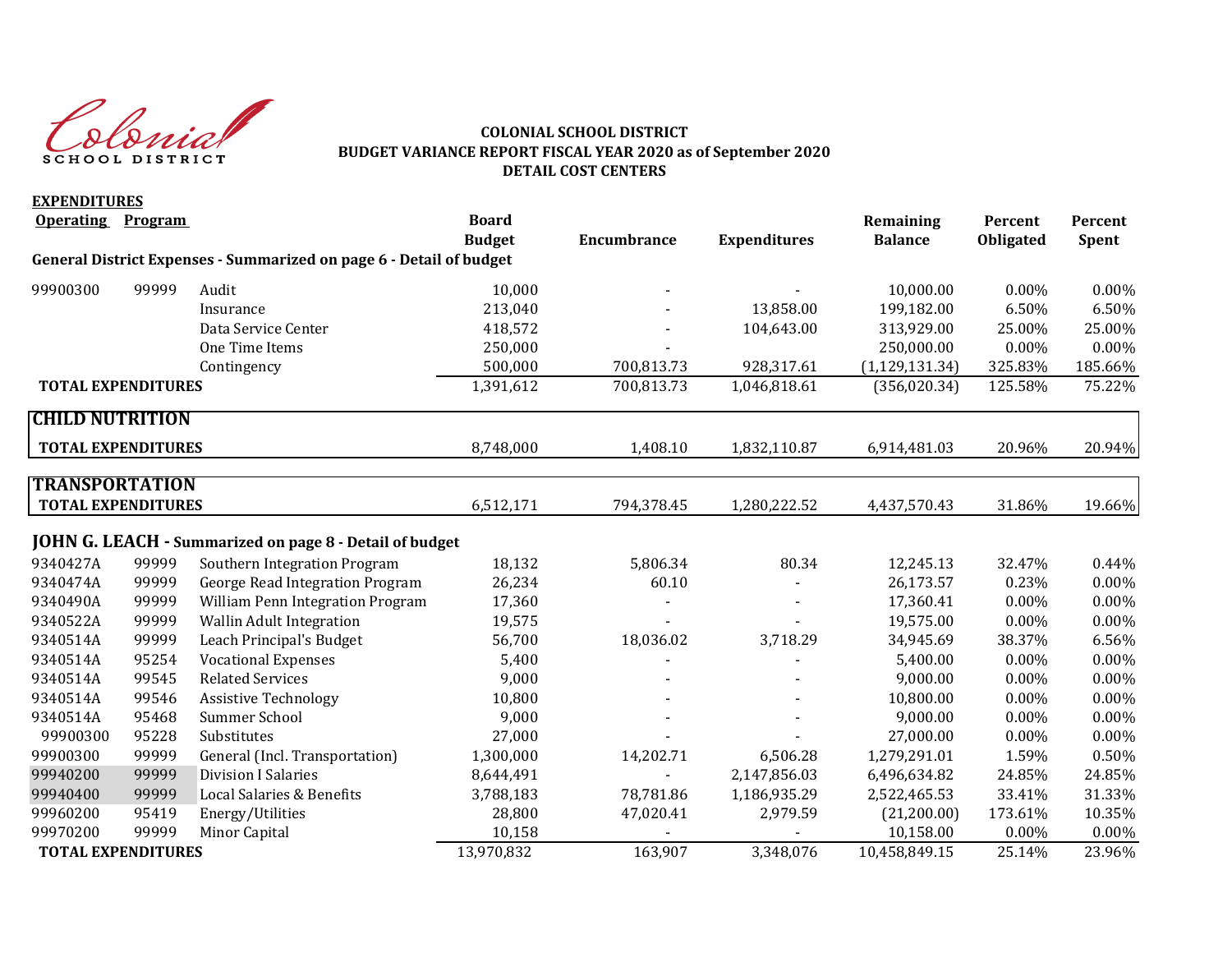COLONIAL SCHOOL DISTRICT
BUDGET VARIANCE REPORT FISCAL YEAR 2020 as of September 2020
DETAIL COST CENTERS

**EXPENDITURES**

| Operating | Program | | Board Budget | Encumbrance | Expenditures | Remaining Balance | Percent Obligated | Percent Spent |
|---|---|---|---|---|---|---|---|---|
| **General District Expenses - Summarized on page 6 - Detail of budget** | | | | | | | | |
| 99900300 | 99999 | Audit | 10,000 | - | - | 10,000.00 | 0.00% | 0.00% |
| | | Insurance | 213,040 | - | 13,858.00 | 199,182.00 | 6.50% | 6.50% |
| | | Data Service Center | 418,572 | - | 104,643.00 | 313,929.00 | 25.00% | 25.00% |
| | | One Time Items | 250,000 | - | | 250,000.00 | 0.00% | 0.00% |
| | | Contingency | 500,000 | 700,813.73 | 928,317.61 | (1,129,131.34) | 325.83% | 185.66% |
| **TOTAL EXPENDITURES** | | | 1,391,612 | 700,813.73 | 1,046,818.61 | (356,020.34) | 125.58% | 75.22% |
| **CHILD NUTRITION** | | | | | | | | |
| **TOTAL EXPENDITURES** | | | 8,748,000 | 1,408.10 | 1,832,110.87 | 6,914,481.03 | 20.96% | 20.94% |
| **TRANSPORTATION** | | | | | | | | |
| **TOTAL EXPENDITURES** | | | 6,512,171 | 794,378.45 | 1,280,222.52 | 4,437,570.43 | 31.86% | 19.66% |
| **JOHN G. LEACH - Summarized on page 8 - Detail of budget** | | | | | | | | |
| 9340427A | 99999 | Southern Integration Program | 18,132 | 5,806.34 | 80.34 | 12,245.13 | 32.47% | 0.44% |
| 9340474A | 99999 | George Read Integration Program | 26,234 | 60.10 | - | 26,173.57 | 0.23% | 0.00% |
| 9340490A | 99999 | William Penn Integration Program | 17,360 | - | - | 17,360.41 | 0.00% | 0.00% |
| 9340522A | 99999 | Wallin Adult Integration | 19,575 | - | - | 19,575.00 | 0.00% | 0.00% |
| 9340514A | 99999 | Leach Principal's Budget | 56,700 | 18,036.02 | 3,718.29 | 34,945.69 | 38.37% | 6.56% |
| 9340514A | 95254 | Vocational Expenses | 5,400 | - | - | 5,400.00 | 0.00% | 0.00% |
| 9340514A | 99545 | Related Services | 9,000 | - | - | 9,000.00 | 0.00% | 0.00% |
| 9340514A | 99546 | Assistive Technology | 10,800 | - | - | 10,800.00 | 0.00% | 0.00% |
| 9340514A | 95468 | Summer School | 9,000 | - | - | 9,000.00 | 0.00% | 0.00% |
| 99900300 | 95228 | Substitutes | 27,000 | - | - | 27,000.00 | 0.00% | 0.00% |
| 99900300 | 99999 | General (Incl. Transportation) | 1,300,000 | 14,202.71 | 6,506.28 | 1,279,291.01 | 1.59% | 0.50% |
| 99940200 | 99999 | Division I Salaries | 8,644,491 | - | 2,147,856.03 | 6,496,634.82 | 24.85% | 24.85% |
| 99940400 | 99999 | Local Salaries & Benefits | 3,788,183 | 78,781.86 | 1,186,935.29 | 2,522,465.53 | 33.41% | 31.33% |
| 99960200 | 95419 | Energy/Utilities | 28,800 | 47,020.41 | 2,979.59 | (21,200.00) | 173.61% | 10.35% |
| 99970200 | 99999 | Minor Capital | 10,158 | - | - | 10,158.00 | 0.00% | 0.00% |
| **TOTAL EXPENDITURES** | | | 13,970,832 | 163,907 | 3,348,076 | 10,458,849.15 | 25.14% | 23.96% |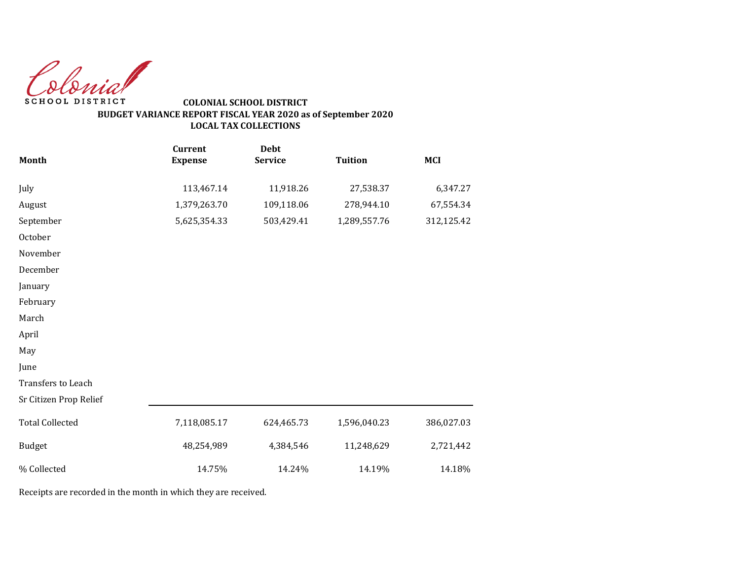Colonial SCHOOL DISTRICT

**COLONIAL SCHOOL DISTRICT**
**BUDGET VARIANCE REPORT FISCAL YEAR 2020 as of September 2020**
**LOCAL TAX COLLECTIONS**

| Month | Current Expense | Debt Service | Tuition | MCI |
|---|---|---|---|---|
| July | 113,467.14 | 11,918.26 | 27,538.37 | 6,347.27 |
| August | 1,379,263.70 | 109,118.06 | 278,944.10 | 67,554.34 |
| September | 5,625,354.33 | 503,429.41 | 1,289,557.76 | 312,125.42 |
| October | | | | |
| November | | | | |
| December | | | | |
| January | | | | |
| February | | | | |
| March | | | | |
| April | | | | |
| May | | | | |
| June | | | | |
| Transfers to Leach | | | | |
| Sr Citizen Prop Relief | | | | |
| Total Collected | 7,118,085.17 | 624,465.73 | 1,596,040.23 | 386,027.03 |
| Budget | 48,254,989 | 4,384,546 | 11,248,629 | 2,721,442 |
| % Collected | 14.75% | 14.24% | 14.19% | 14.18% |

Receipts are recorded in the month in which they are received.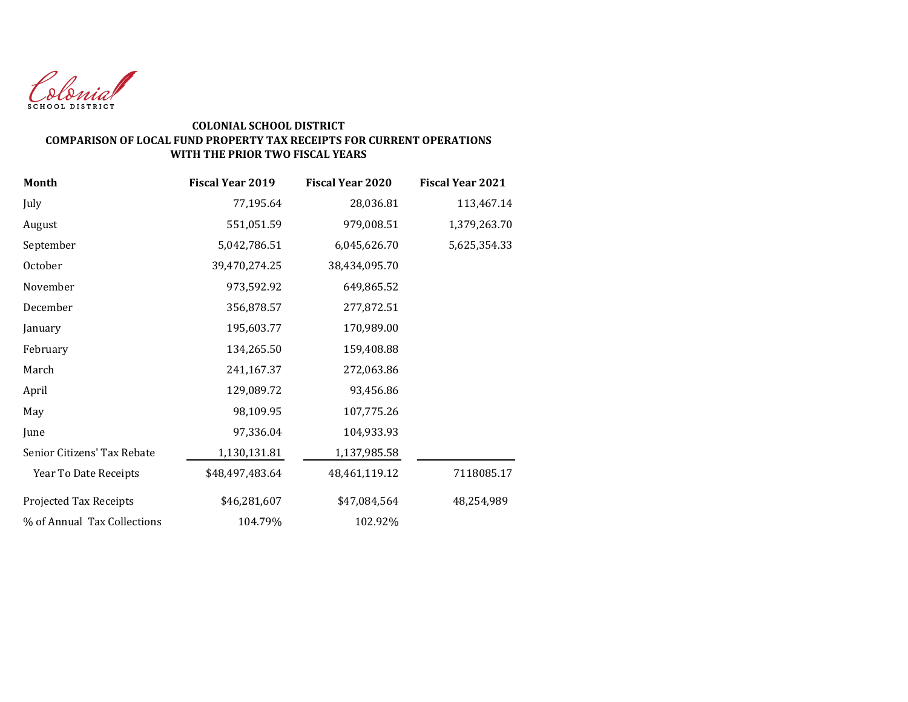Colonial SCHOOL DISTRICT

**COLONIAL SCHOOL DISTRICT**
**COMPARISON OF LOCAL FUND PROPERTY TAX RECEIPTS FOR CURRENT OPERATIONS**
**WITH THE PRIOR TWO FISCAL YEARS**

| Month | Fiscal Year 2019 | Fiscal Year 2020 | Fiscal Year 2021 |
|---|---|---|---|
| July | 77,195.64 | 28,036.81 | 113,467.14 |
| August | 551,051.59 | 979,008.51 | 1,379,263.70 |
| September | 5,042,786.51 | 6,045,626.70 | 5,625,354.33 |
| October | 39,470,274.25 | 38,434,095.70 | |
| November | 973,592.92 | 649,865.52 | |
| December | 356,878.57 | 277,872.51 | |
| January | 195,603.77 | 170,989.00 | |
| February | 134,265.50 | 159,408.88 | |
| March | 241,167.37 | 272,063.86 | |
| April | 129,089.72 | 93,456.86 | |
| May | 98,109.95 | 107,775.26 | |
| June | 97,336.04 | 104,933.93 | |
| Senior Citizens' Tax Rebate | 1,130,131.81 | 1,137,985.58 | |
| Year To Date Receipts | $48,497,483.64 | 48,461,119.12 | 7118085.17 |
| Projected Tax Receipts | $46,281,607 | $47,084,564 | 48,254,989 |
| % of Annual Tax Collections | 104.79% | 102.92% | |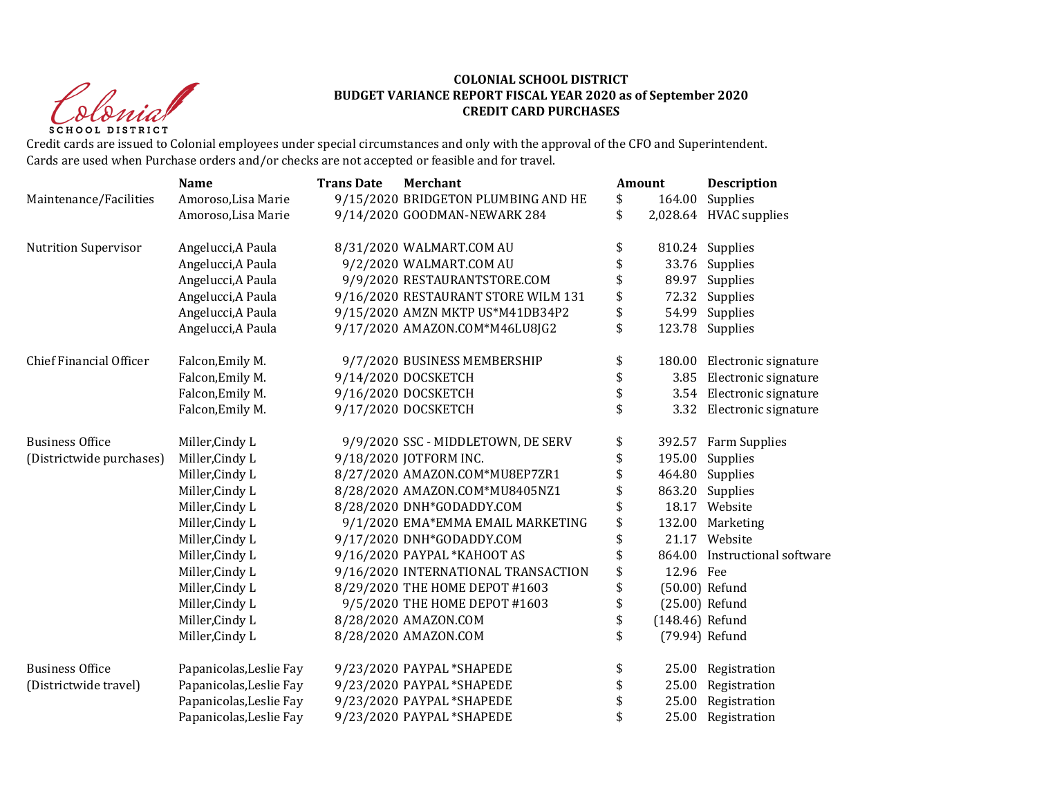**COLONIAL SCHOOL DISTRICT**
**BUDGET VARIANCE REPORT FISCAL YEAR 2020 as of September 2020**
**CREDIT CARD PURCHASES**

Credit cards are issued to Colonial employees under special circumstances and only with the approval of the CFO and Superintendent.
Cards are used when Purchase orders and/or checks are not accepted or feasible and for travel.

| | Name | Trans Date | Merchant | Amount | Description |
|---|---|---|---|---|---|
| Maintenance/Facilities | Amoroso,Lisa Marie | 9/15/2020 | BRIDGETON PLUMBING AND HE | $ 164.00 | Supplies |
| | Amoroso,Lisa Marie | 9/14/2020 | GOODMAN-NEWARK 284 | $ 2,028.64 | HVAC supplies |
| Nutrition Supervisor | Angelucci,A Paula | 8/31/2020 | WALMART.COM AU | $ 810.24 | Supplies |
| | Angelucci,A Paula | 9/2/2020 | WALMART.COM AU | $ 33.76 | Supplies |
| | Angelucci,A Paula | 9/9/2020 | RESTAURANTSTORE.COM | $ 89.97 | Supplies |
| | Angelucci,A Paula | 9/16/2020 | RESTAURANT STORE WILM 131 | $ 72.32 | Supplies |
| | Angelucci,A Paula | 9/15/2020 | AMZN MKTP US*M41DB34P2 | $ 54.99 | Supplies |
| | Angelucci,A Paula | 9/17/2020 | AMAZON.COM*M46LU8JG2 | $ 123.78 | Supplies |
| Chief Financial Officer | Falcon,Emily M. | 9/7/2020 | BUSINESS MEMBERSHIP | $ 180.00 | Electronic signature |
| | Falcon,Emily M. | 9/14/2020 | DOCSKETCH | $ 3.85 | Electronic signature |
| | Falcon,Emily M. | 9/16/2020 | DOCSKETCH | $ 3.54 | Electronic signature |
| | Falcon,Emily M. | 9/17/2020 | DOCSKETCH | $ 3.32 | Electronic signature |
| Business Office (Districtwide purchases) | Miller,Cindy L | 9/9/2020 | SSC - MIDDLETOWN, DE SERV | $ 392.57 | Farm Supplies |
| | Miller,Cindy L | 9/18/2020 | JOTFORM INC. | $ 195.00 | Supplies |
| | Miller,Cindy L | 8/27/2020 | AMAZON.COM*MU8EP7ZR1 | $ 464.80 | Supplies |
| | Miller,Cindy L | 8/28/2020 | AMAZON.COM*MU8405NZ1 | $ 863.20 | Supplies |
| | Miller,Cindy L | 8/28/2020 | DNH*GODADDY.COM | $ 18.17 | Website |
| | Miller,Cindy L | 9/1/2020 | EMA*EMMA EMAIL MARKETING | $ 132.00 | Marketing |
| | Miller,Cindy L | 9/17/2020 | DNH*GODADDY.COM | $ 21.17 | Website |
| | Miller,Cindy L | 9/16/2020 | PAYPAL *KAHOOT AS | $ 864.00 | Instructional software |
| | Miller,Cindy L | 9/16/2020 | INTERNATIONAL TRANSACTION | $ 12.96 | Fee |
| | Miller,Cindy L | 8/29/2020 | THE HOME DEPOT #1603 | $ (50.00) | Refund |
| | Miller,Cindy L | 9/5/2020 | THE HOME DEPOT #1603 | $ (25.00) | Refund |
| | Miller,Cindy L | 8/28/2020 | AMAZON.COM | $ (148.46) | Refund |
| | Miller,Cindy L | 8/28/2020 | AMAZON.COM | $ (79.94) | Refund |
| Business Office (Districtwide travel) | Papanicolas,Leslie Fay | 9/23/2020 | PAYPAL *SHAPEDE | $ 25.00 | Registration |
| | Papanicolas,Leslie Fay | 9/23/2020 | PAYPAL *SHAPEDE | $ 25.00 | Registration |
| | Papanicolas,Leslie Fay | 9/23/2020 | PAYPAL *SHAPEDE | $ 25.00 | Registration |
| | Papanicolas,Leslie Fay | 9/23/2020 | PAYPAL *SHAPEDE | $ 25.00 | Registration |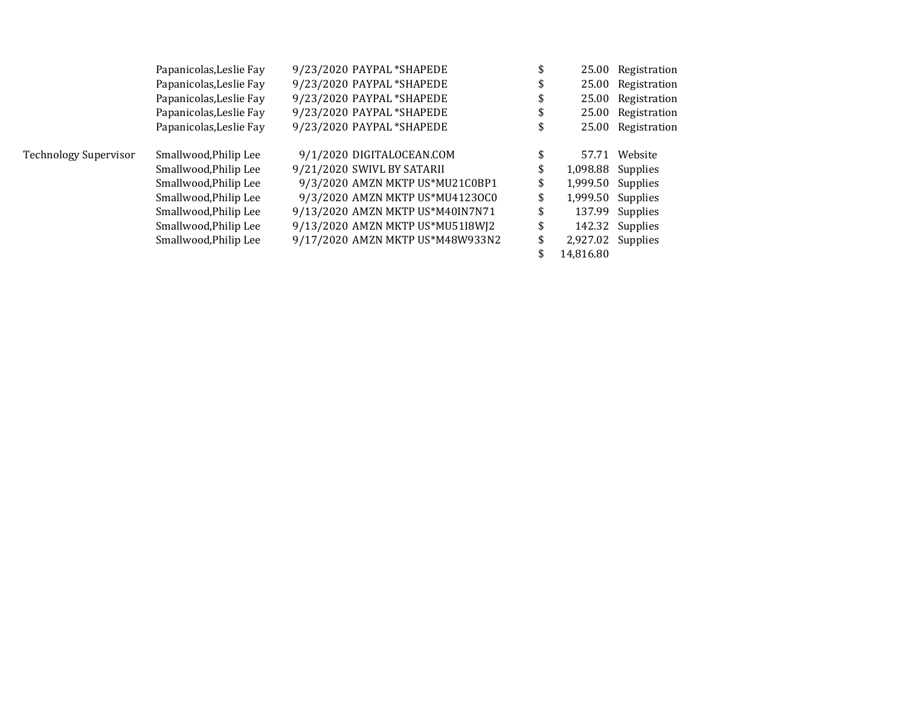| | | | | | |
|---|---|---|---|---|---|
| | Papanicolas,Leslie Fay | 9/23/2020 | PAYPAL *SHAPEDE | $ 25.00 | Registration |
| | Papanicolas,Leslie Fay | 9/23/2020 | PAYPAL *SHAPEDE | $ 25.00 | Registration |
| | Papanicolas,Leslie Fay | 9/23/2020 | PAYPAL *SHAPEDE | $ 25.00 | Registration |
| | Papanicolas,Leslie Fay | 9/23/2020 | PAYPAL *SHAPEDE | $ 25.00 | Registration |
| | Papanicolas,Leslie Fay | 9/23/2020 | PAYPAL *SHAPEDE | $ 25.00 | Registration |
| | | | | | |
| Technology Supervisor | Smallwood,Philip Lee | 9/1/2020 | DIGITALOCEAN.COM | $ 57.71 | Website |
| | Smallwood,Philip Lee | 9/21/2020 | SWIVL BY SATARII | $ 1,098.88 | Supplies |
| | Smallwood,Philip Lee | 9/3/2020 | AMZN MKTP US*MU21C0BP1 | $ 1,999.50 | Supplies |
| | Smallwood,Philip Lee | 9/3/2020 | AMZN MKTP US*MU4123OC0 | $ 1,999.50 | Supplies |
| | Smallwood,Philip Lee | 9/13/2020 | AMZN MKTP US*M40IN7N71 | $ 137.99 | Supplies |
| | Smallwood,Philip Lee | 9/13/2020 | AMZN MKTP US*MU51I8WJ2 | $ 142.32 | Supplies |
| | Smallwood,Philip Lee | 9/17/2020 | AMZN MKTP US*M48W933N2 | $ 2,927.02 | Supplies |
| | | | | $ 14,816.80 | |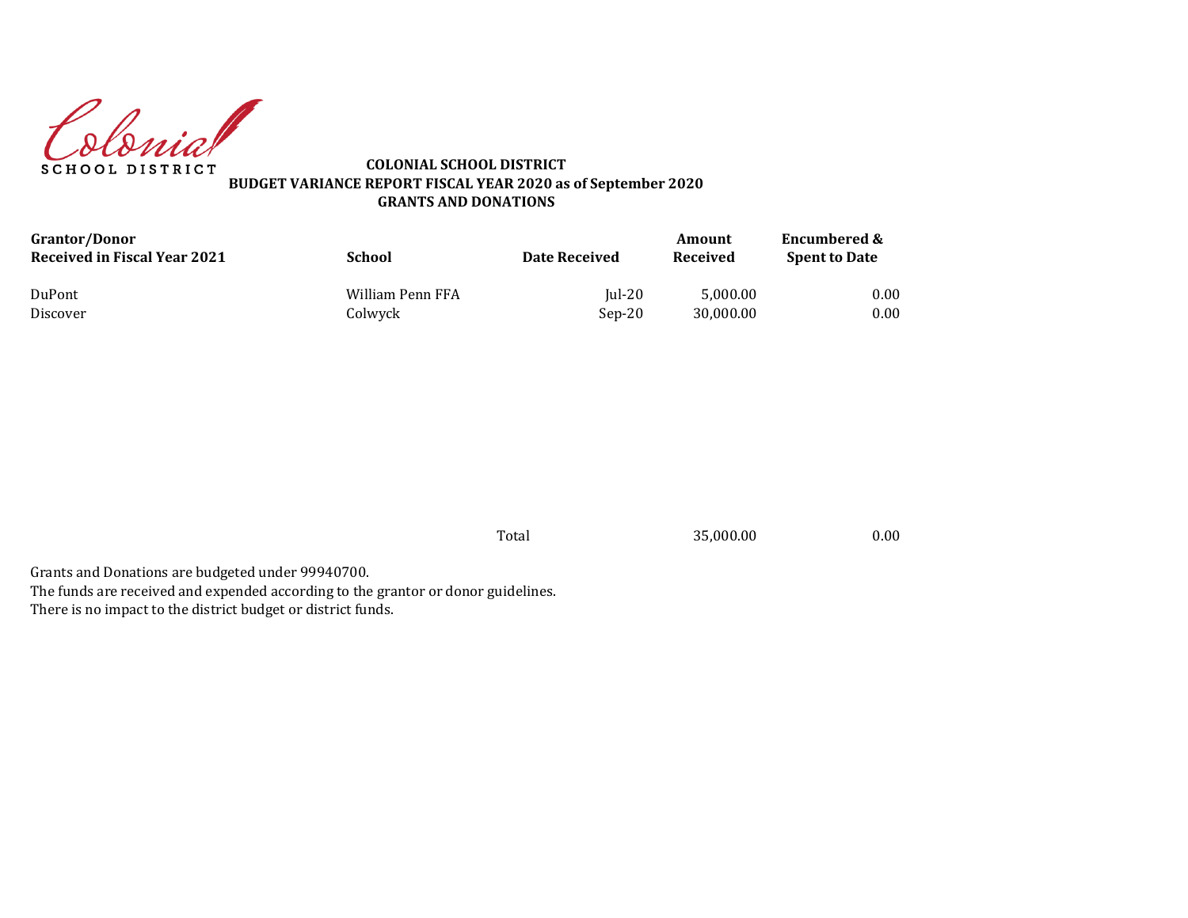Colonial
SCHOOL DISTRICT

**COLONIAL SCHOOL DISTRICT**
**BUDGET VARIANCE REPORT FISCAL YEAR 2020 as of September 2020**
**GRANTS AND DONATIONS**

| Grantor/Donor Received in Fiscal Year 2021 | School | Date Received | Amount Received | Encumbered & Spent to Date |
|---|---|---|---|---|
| DuPont | William Penn FFA | Jul-20 | 5,000.00 | 0.00 |
| Discover | Colwyck | Sep-20 | 30,000.00 | 0.00 |
| | | Total | 35,000.00 | 0.00 |

Grants and Donations are budgeted under 99940700.
The funds are received and expended according to the grantor or donor guidelines.
There is no impact to the district budget or district funds.